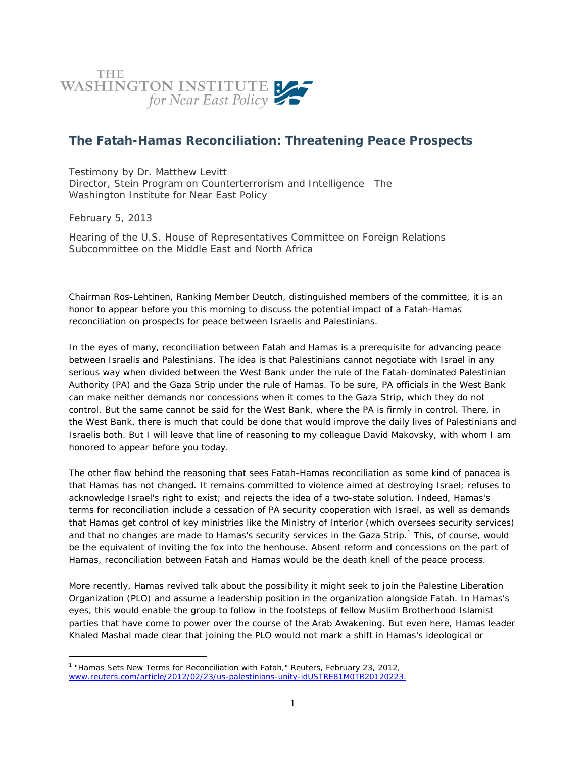THE WASHINGTON INSTITUTE *for Near East Policy*

# The Fatah-Hamas Reconciliation: Threatening Peace Prospects

Testimony by Dr. Matthew Levitt
Director, Stein Program on Counterterrorism and Intelligence The Washington Institute for Near East Policy

February 5, 2013

Hearing of the U.S. House of Representatives Committee on Foreign Relations Subcommittee on the Middle East and North Africa

Chairman Ros-Lehtinen, Ranking Member Deutch, distinguished members of the committee, it is an honor to appear before you this morning to discuss the potential impact of a Fatah-Hamas reconciliation on prospects for peace between Israelis and Palestinians.

In the eyes of many, reconciliation between Fatah and Hamas is a prerequisite for advancing peace between Israelis and Palestinians. The idea is that Palestinians cannot negotiate with Israel in any serious way when divided between the West Bank under the rule of the Fatah-dominated Palestinian Authority (PA) and the Gaza Strip under the rule of Hamas. To be sure, PA officials in the West Bank can make neither demands nor concessions when it comes to the Gaza Strip, which they do not control. But the same cannot be said for the West Bank, where the PA is firmly in control. There, in the West Bank, there is much that could be done that would improve the daily lives of Palestinians and Israelis both. But I will leave that line of reasoning to my colleague David Makovsky, with whom I am honored to appear before you today.

The other flaw behind the reasoning that sees Fatah-Hamas reconciliation as some kind of panacea is that Hamas has not changed. It remains committed to violence aimed at destroying Israel; refuses to acknowledge Israel's right to exist; and rejects the idea of a two-state solution. Indeed, Hamas's terms for reconciliation include a cessation of PA security cooperation with Israel, as well as demands that Hamas get control of key ministries like the Ministry of Interior (which oversees security services) and that no changes are made to Hamas's security services in the Gaza Strip.[1] This, of course, would be the equivalent of inviting the fox into the henhouse. Absent reform and concessions on the part of Hamas, reconciliation between Fatah and Hamas would be the death knell of the peace process.

More recently, Hamas revived talk about the possibility it might seek to join the Palestine Liberation Organization (PLO) and assume a leadership position in the organization alongside Fatah. In Hamas's eyes, this would enable the group to follow in the footsteps of fellow Muslim Brotherhood Islamist parties that have come to power over the course of the Arab Awakening. But even here, Hamas leader Khaled Mashal made clear that joining the PLO would not mark a shift in Hamas's ideological or

[1] "Hamas Sets New Terms for Reconciliation with Fatah," Reuters, February 23, 2012, www.reuters.com/article/2012/02/23/us-palestinians-unity-idUSTRE81M0TR20120223.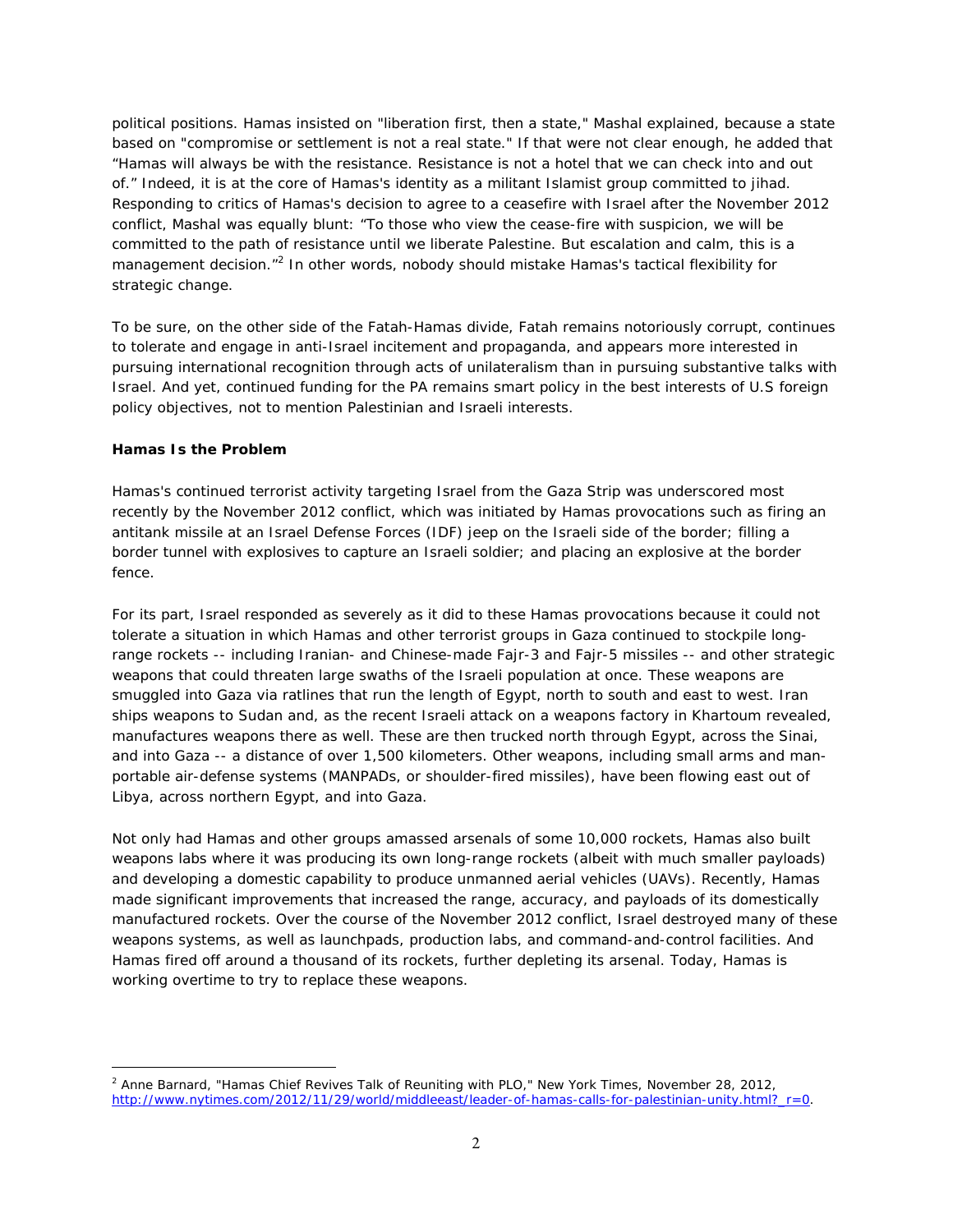political positions. Hamas insisted on "liberation first, then a state," Mashal explained, because a state based on "compromise or settlement is not a real state." If that were not clear enough, he added that "Hamas will always be with the resistance. Resistance is not a hotel that we can check into and out of." Indeed, it is at the core of Hamas's identity as a militant Islamist group committed to jihad. Responding to critics of Hamas's decision to agree to a ceasefire with Israel after the November 2012 conflict, Mashal was equally blunt: "To those who view the cease-fire with suspicion, we will be committed to the path of resistance until we liberate Palestine. But escalation and calm, this is a management decision."[2] In other words, nobody should mistake Hamas's tactical flexibility for strategic change.

To be sure, on the other side of the Fatah-Hamas divide, Fatah remains notoriously corrupt, continues to tolerate and engage in anti-Israel incitement and propaganda, and appears more interested in pursuing international recognition through acts of unilateralism than in pursuing substantive talks with Israel. And yet, continued funding for the PA remains smart policy in the best interests of U.S foreign policy objectives, not to mention Palestinian and Israeli interests.

**Hamas Is the Problem**

Hamas's continued terrorist activity targeting Israel from the Gaza Strip was underscored most recently by the November 2012 conflict, which was initiated by Hamas provocations such as firing an antitank missile at an Israel Defense Forces (IDF) jeep on the Israeli side of the border; filling a border tunnel with explosives to capture an Israeli soldier; and placing an explosive at the border fence.

For its part, Israel responded as severely as it did to these Hamas provocations because it could not tolerate a situation in which Hamas and other terrorist groups in Gaza continued to stockpile long-range rockets -- including Iranian- and Chinese-made Fajr-3 and Fajr-5 missiles -- and other strategic weapons that could threaten large swaths of the Israeli population at once. These weapons are smuggled into Gaza via ratlines that run the length of Egypt, north to south and east to west. Iran ships weapons to Sudan and, as the recent Israeli attack on a weapons factory in Khartoum revealed, manufactures weapons there as well. These are then trucked north through Egypt, across the Sinai, and into Gaza -- a distance of over 1,500 kilometers. Other weapons, including small arms and man-portable air-defense systems (MANPADs, or shoulder-fired missiles), have been flowing east out of Libya, across northern Egypt, and into Gaza.

Not only had Hamas and other groups amassed arsenals of some 10,000 rockets, Hamas also built weapons labs where it was producing its own long-range rockets (albeit with much smaller payloads) and developing a domestic capability to produce unmanned aerial vehicles (UAVs). Recently, Hamas made significant improvements that increased the range, accuracy, and payloads of its domestically manufactured rockets. Over the course of the November 2012 conflict, Israel destroyed many of these weapons systems, as well as launchpads, production labs, and command-and-control facilities. And Hamas fired off around a thousand of its rockets, further depleting its arsenal. Today, Hamas is working overtime to try to replace these weapons.

---

[2] Anne Barnard, "Hamas Chief Revives Talk of Reuniting with PLO," New York Times, November 28, 2012, http://www.nytimes.com/2012/11/29/world/middleeast/leader-of-hamas-calls-for-palestinian-unity.html?_r=0.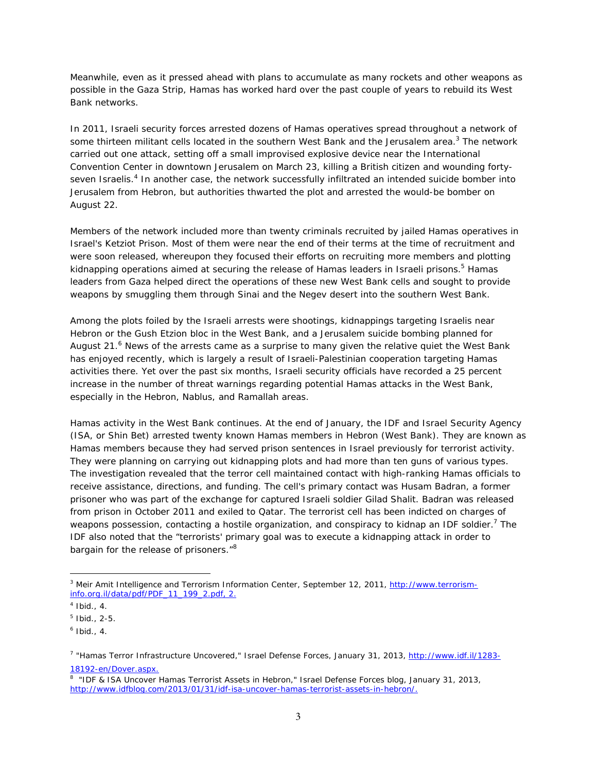Meanwhile, even as it pressed ahead with plans to accumulate as many rockets and other weapons as possible in the Gaza Strip, Hamas has worked hard over the past couple of years to rebuild its West Bank networks.

In 2011, Israeli security forces arrested dozens of Hamas operatives spread throughout a network of some thirteen militant cells located in the southern West Bank and the Jerusalem area.[3] The network carried out one attack, setting off a small improvised explosive device near the International Convention Center in downtown Jerusalem on March 23, killing a British citizen and wounding forty-seven Israelis.[4] In another case, the network successfully infiltrated an intended suicide bomber into Jerusalem from Hebron, but authorities thwarted the plot and arrested the would-be bomber on August 22.

Members of the network included more than twenty criminals recruited by jailed Hamas operatives in Israel's Ketziot Prison. Most of them were near the end of their terms at the time of recruitment and were soon released, whereupon they focused their efforts on recruiting more members and plotting kidnapping operations aimed at securing the release of Hamas leaders in Israeli prisons.[5] Hamas leaders from Gaza helped direct the operations of these new West Bank cells and sought to provide weapons by smuggling them through Sinai and the Negev desert into the southern West Bank.

Among the plots foiled by the Israeli arrests were shootings, kidnappings targeting Israelis near Hebron or the Gush Etzion bloc in the West Bank, and a Jerusalem suicide bombing planned for August 21.[6] News of the arrests came as a surprise to many given the relative quiet the West Bank has enjoyed recently, which is largely a result of Israeli-Palestinian cooperation targeting Hamas activities there. Yet over the past six months, Israeli security officials have recorded a 25 percent increase in the number of threat warnings regarding potential Hamas attacks in the West Bank, especially in the Hebron, Nablus, and Ramallah areas.

Hamas activity in the West Bank continues. At the end of January, the IDF and Israel Security Agency (ISA, or Shin Bet) arrested twenty known Hamas members in Hebron (West Bank). They are known as Hamas members because they had served prison sentences in Israel previously for terrorist activity. They were planning on carrying out kidnapping plots and had more than ten guns of various types. The investigation revealed that the terror cell maintained contact with high-ranking Hamas officials to receive assistance, directions, and funding. The cell's primary contact was Husam Badran, a former prisoner who was part of the exchange for captured Israeli soldier Gilad Shalit. Badran was released from prison in October 2011 and exiled to Qatar. The terrorist cell has been indicted on charges of weapons possession, contacting a hostile organization, and conspiracy to kidnap an IDF soldier.[7] The IDF also noted that the "terrorists' primary goal was to execute a kidnapping attack in order to bargain for the release of prisoners."[8]

---

[3] Meir Amit Intelligence and Terrorism Information Center, September 12, 2011, http://www.terrorism-info.org.il/data/pdf/PDF_11_199_2.pdf, 2.

[4] Ibid., 4.

[5] Ibid., 2-5.

[6] Ibid., 4.

[7] "Hamas Terror Infrastructure Uncovered," Israel Defense Forces, January 31, 2013, http://www.idf.il/1283-18192-en/Dover.aspx.

[8] "IDF & ISA Uncover Hamas Terrorist Assets in Hebron," Israel Defense Forces blog, January 31, 2013, http://www.idfblog.com/2013/01/31/idf-isa-uncover-hamas-terrorist-assets-in-hebron/.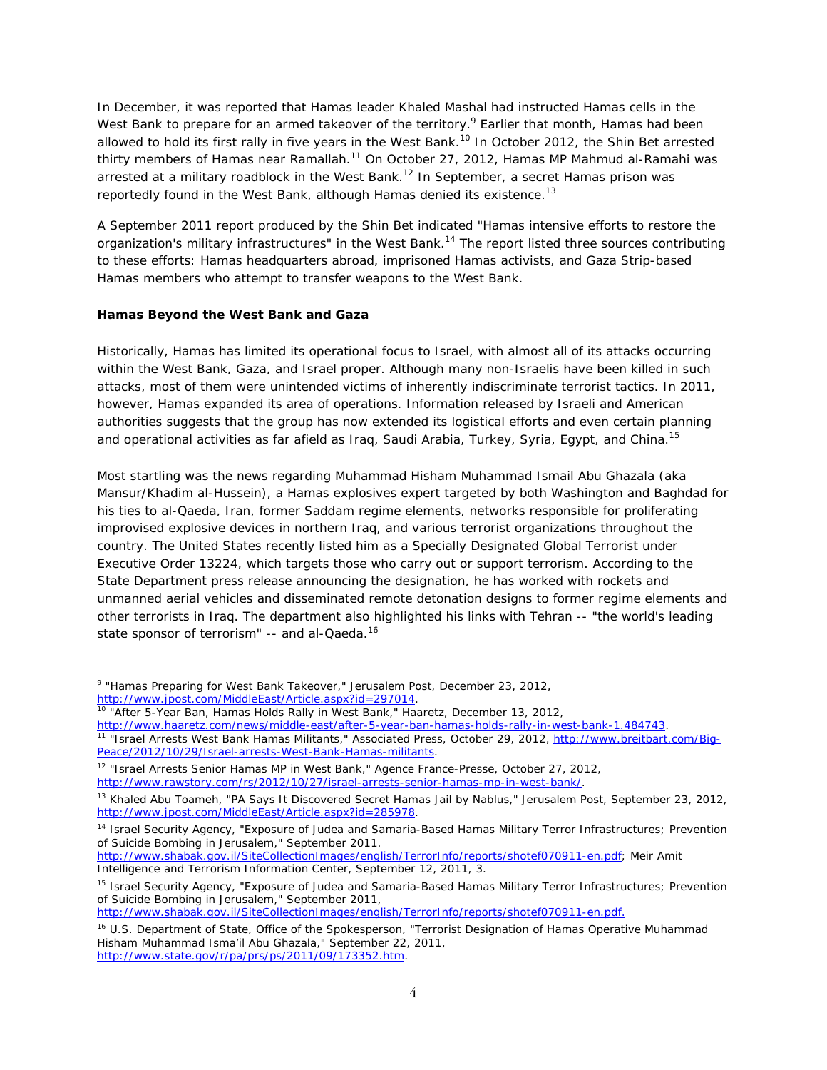In December, it was reported that Hamas leader Khaled Mashal had instructed Hamas cells in the West Bank to prepare for an armed takeover of the territory.[9] Earlier that month, Hamas had been allowed to hold its first rally in five years in the West Bank.[10] In October 2012, the Shin Bet arrested thirty members of Hamas near Ramallah.[11] On October 27, 2012, Hamas MP Mahmud al-Ramahi was arrested at a military roadblock in the West Bank.[12] In September, a secret Hamas prison was reportedly found in the West Bank, although Hamas denied its existence.[13]

A September 2011 report produced by the Shin Bet indicated "Hamas intensive efforts to restore the organization's military infrastructures" in the West Bank.[14] The report listed three sources contributing to these efforts: Hamas headquarters abroad, imprisoned Hamas activists, and Gaza Strip-based Hamas members who attempt to transfer weapons to the West Bank.

**Hamas Beyond the West Bank and Gaza**

Historically, Hamas has limited its operational focus to Israel, with almost all of its attacks occurring within the West Bank, Gaza, and Israel proper. Although many non-Israelis have been killed in such attacks, most of them were unintended victims of inherently indiscriminate terrorist tactics. In 2011, however, Hamas expanded its area of operations. Information released by Israeli and American authorities suggests that the group has now extended its logistical efforts and even certain planning and operational activities as far afield as Iraq, Saudi Arabia, Turkey, Syria, Egypt, and China.[15]

Most startling was the news regarding Muhammad Hisham Muhammad Ismail Abu Ghazala (aka Mansur/Khadim al-Hussein), a Hamas explosives expert targeted by both Washington and Baghdad for his ties to al-Qaeda, Iran, former Saddam regime elements, networks responsible for proliferating improvised explosive devices in northern Iraq, and various terrorist organizations throughout the country. The United States recently listed him as a Specially Designated Global Terrorist under Executive Order 13224, which targets those who carry out or support terrorism. According to the State Department press release announcing the designation, he has worked with rockets and unmanned aerial vehicles and disseminated remote detonation designs to former regime elements and other terrorists in Iraq. The department also highlighted his links with Tehran -- "the world's leading state sponsor of terrorism" -- and al-Qaeda.[16]

---

[9] "Hamas Preparing for West Bank Takeover," Jerusalem Post, December 23, 2012, http://www.jpost.com/MiddleEast/Article.aspx?id=297014.

[10] "After 5-Year Ban, Hamas Holds Rally in West Bank," Haaretz, December 13, 2012, http://www.haaretz.com/news/middle-east/after-5-year-ban-hamas-holds-rally-in-west-bank-1.484743.

[11] "Israel Arrests West Bank Hamas Militants," Associated Press, October 29, 2012, http://www.breitbart.com/Big-Peace/2012/10/29/Israel-arrests-West-Bank-Hamas-militants.

[12] "Israel Arrests Senior Hamas MP in West Bank," Agence France-Presse, October 27, 2012, http://www.rawstory.com/rs/2012/10/27/israel-arrests-senior-hamas-mp-in-west-bank/.

[13] Khaled Abu Toameh, "PA Says It Discovered Secret Hamas Jail by Nablus," Jerusalem Post, September 23, 2012, http://www.jpost.com/MiddleEast/Article.aspx?id=285978.

[14] Israel Security Agency, "Exposure of Judea and Samaria-Based Hamas Military Terror Infrastructures; Prevention of Suicide Bombing in Jerusalem," September 2011. http://www.shabak.gov.il/SiteCollectionImages/english/TerrorInfo/reports/shotef070911-en.pdf; Meir Amit Intelligence and Terrorism Information Center, September 12, 2011, 3.

[15] Israel Security Agency, "Exposure of Judea and Samaria-Based Hamas Military Terror Infrastructures; Prevention of Suicide Bombing in Jerusalem," September 2011, http://www.shabak.gov.il/SiteCollectionImages/english/TerrorInfo/reports/shotef070911-en.pdf.

[16] U.S. Department of State, Office of the Spokesperson, "Terrorist Designation of Hamas Operative Muhammad Hisham Muhammad Isma'il Abu Ghazala," September 22, 2011, http://www.state.gov/r/pa/prs/ps/2011/09/173352.htm.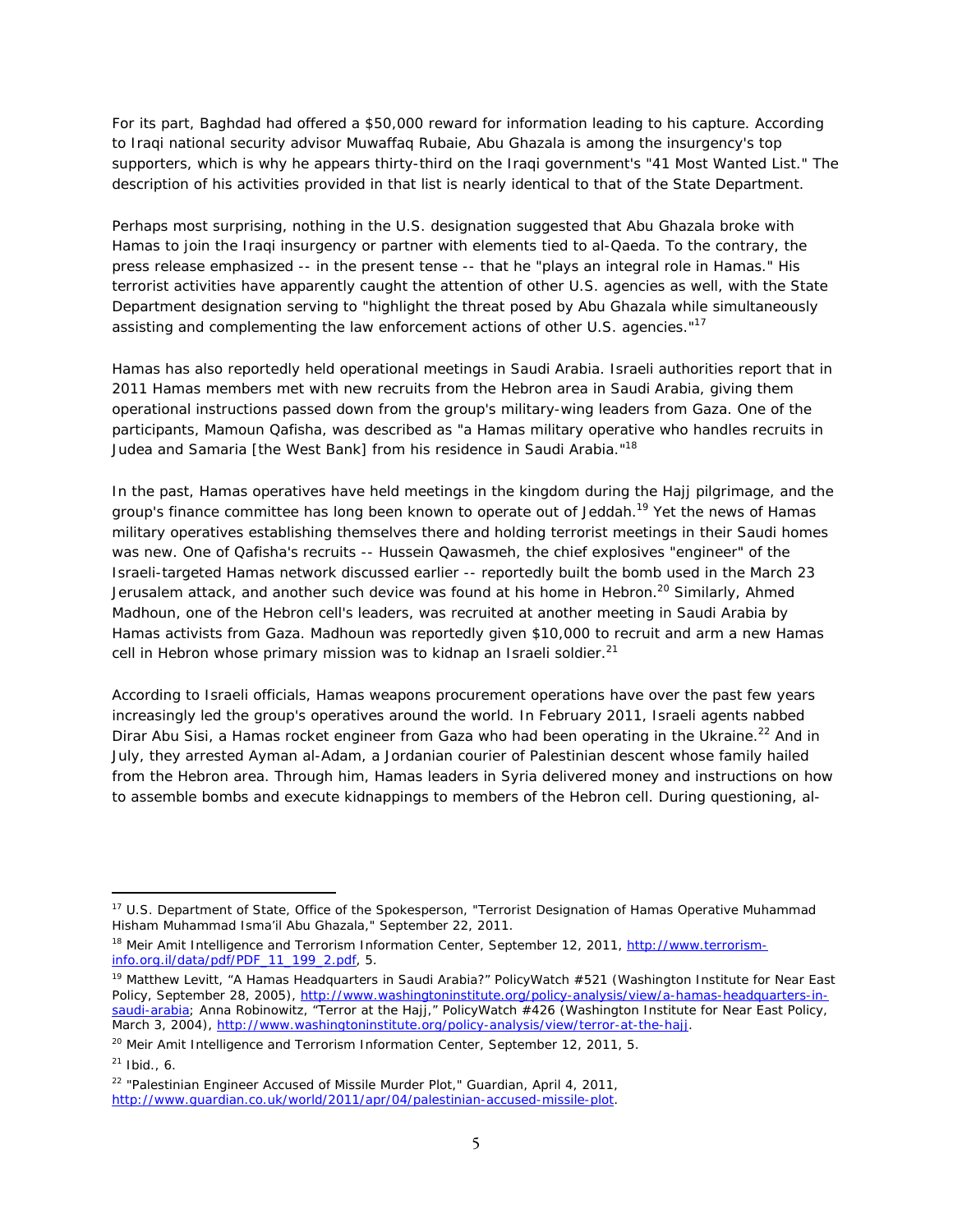For its part, Baghdad had offered a $50,000 reward for information leading to his capture. According to Iraqi national security advisor Muwaffaq Rubaie, Abu Ghazala is among the insurgency's top supporters, which is why he appears thirty-third on the Iraqi government's "41 Most Wanted List." The description of his activities provided in that list is nearly identical to that of the State Department.

Perhaps most surprising, nothing in the U.S. designation suggested that Abu Ghazala broke with Hamas to join the Iraqi insurgency or partner with elements tied to al-Qaeda. To the contrary, the press release emphasized -- in the present tense -- that he "plays an integral role in Hamas." His terrorist activities have apparently caught the attention of other U.S. agencies as well, with the State Department designation serving to "highlight the threat posed by Abu Ghazala while simultaneously assisting and complementing the law enforcement actions of other U.S. agencies."[17]

Hamas has also reportedly held operational meetings in Saudi Arabia. Israeli authorities report that in 2011 Hamas members met with new recruits from the Hebron area in Saudi Arabia, giving them operational instructions passed down from the group's military-wing leaders from Gaza. One of the participants, Mamoun Qafisha, was described as "a Hamas military operative who handles recruits in Judea and Samaria [the West Bank] from his residence in Saudi Arabia."[18]

In the past, Hamas operatives have held meetings in the kingdom during the Hajj pilgrimage, and the group's finance committee has long been known to operate out of Jeddah.[19] Yet the news of Hamas military operatives establishing themselves there and holding terrorist meetings in their Saudi homes was new. One of Qafisha's recruits -- Hussein Qawasmeh, the chief explosives "engineer" of the Israeli-targeted Hamas network discussed earlier -- reportedly built the bomb used in the March 23 Jerusalem attack, and another such device was found at his home in Hebron.[20] Similarly, Ahmed Madhoun, one of the Hebron cell's leaders, was recruited at another meeting in Saudi Arabia by Hamas activists from Gaza. Madhoun was reportedly given $10,000 to recruit and arm a new Hamas cell in Hebron whose primary mission was to kidnap an Israeli soldier.[21]

According to Israeli officials, Hamas weapons procurement operations have over the past few years increasingly led the group's operatives around the world. In February 2011, Israeli agents nabbed Dirar Abu Sisi, a Hamas rocket engineer from Gaza who had been operating in the Ukraine.[22] And in July, they arrested Ayman al-Adam, a Jordanian courier of Palestinian descent whose family hailed from the Hebron area. Through him, Hamas leaders in Syria delivered money and instructions on how to assemble bombs and execute kidnappings to members of the Hebron cell. During questioning, al-

---

[17] U.S. Department of State, Office of the Spokesperson, "Terrorist Designation of Hamas Operative Muhammad Hisham Muhammad Isma'il Abu Ghazala," September 22, 2011.

[18] Meir Amit Intelligence and Terrorism Information Center, September 12, 2011, http://www.terrorism-info.org.il/data/pdf/PDF_11_199_2.pdf, 5.

[19] Matthew Levitt, "A Hamas Headquarters in Saudi Arabia?" PolicyWatch #521 (Washington Institute for Near East Policy, September 28, 2005), http://www.washingtoninstitute.org/policy-analysis/view/a-hamas-headquarters-in-saudi-arabia; Anna Robinowitz, "Terror at the Hajj," PolicyWatch #426 (Washington Institute for Near East Policy, March 3, 2004), http://www.washingtoninstitute.org/policy-analysis/view/terror-at-the-hajj.

[20] Meir Amit Intelligence and Terrorism Information Center, September 12, 2011, 5.

[21] Ibid., 6.

[22] "Palestinian Engineer Accused of Missile Murder Plot," Guardian, April 4, 2011, http://www.guardian.co.uk/world/2011/apr/04/palestinian-accused-missile-plot.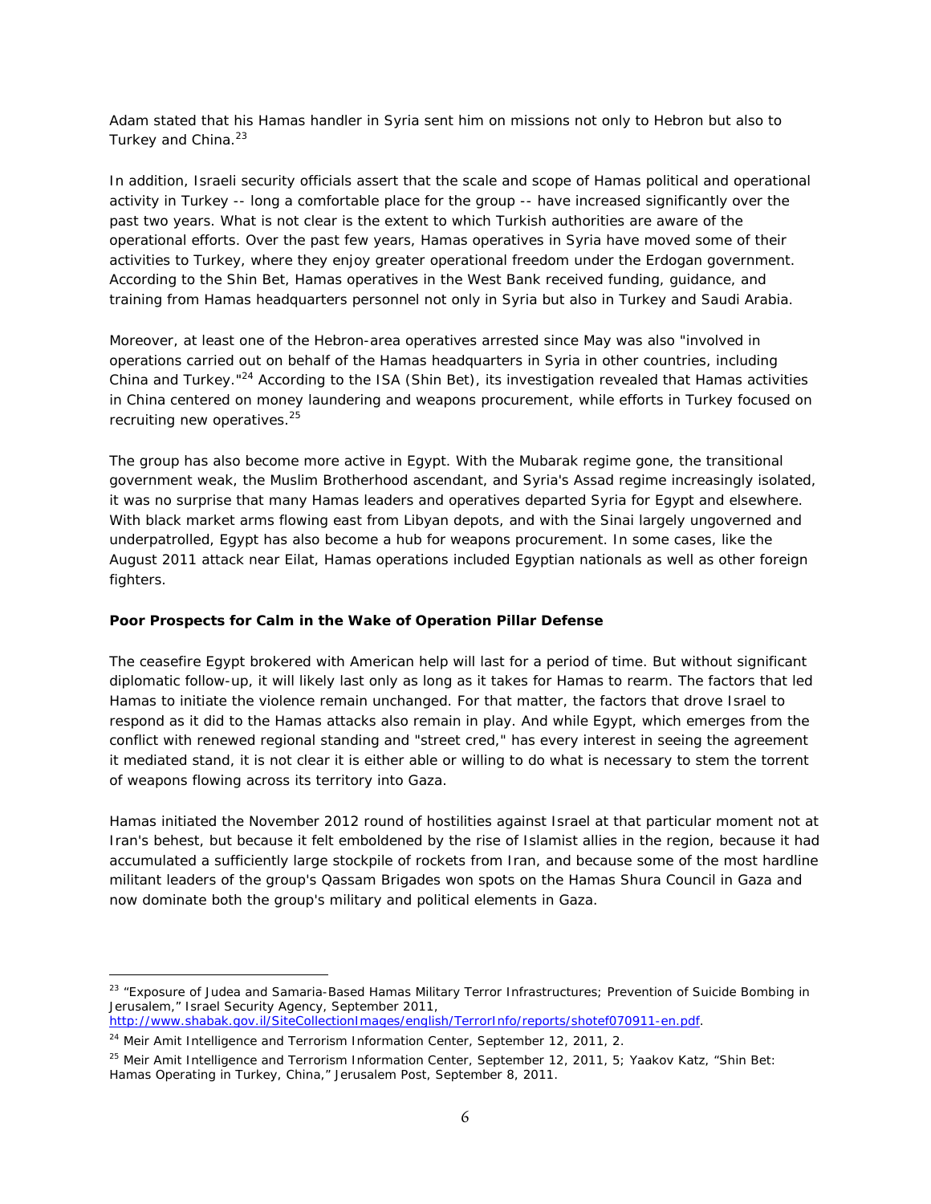Adam stated that his Hamas handler in Syria sent him on missions not only to Hebron but also to Turkey and China.[23]

In addition, Israeli security officials assert that the scale and scope of Hamas political and operational activity in Turkey -- long a comfortable place for the group -- have increased significantly over the past two years. What is not clear is the extent to which Turkish authorities are aware of the operational efforts. Over the past few years, Hamas operatives in Syria have moved some of their activities to Turkey, where they enjoy greater operational freedom under the Erdogan government. According to the Shin Bet, Hamas operatives in the West Bank received funding, guidance, and training from Hamas headquarters personnel not only in Syria but also in Turkey and Saudi Arabia.

Moreover, at least one of the Hebron-area operatives arrested since May was also "involved in operations carried out on behalf of the Hamas headquarters in Syria in other countries, including China and Turkey."[24] According to the ISA (Shin Bet), its investigation revealed that Hamas activities in China centered on money laundering and weapons procurement, while efforts in Turkey focused on recruiting new operatives.[25]

The group has also become more active in Egypt. With the Mubarak regime gone, the transitional government weak, the Muslim Brotherhood ascendant, and Syria's Assad regime increasingly isolated, it was no surprise that many Hamas leaders and operatives departed Syria for Egypt and elsewhere. With black market arms flowing east from Libyan depots, and with the Sinai largely ungoverned and underpatrolled, Egypt has also become a hub for weapons procurement. In some cases, like the August 2011 attack near Eilat, Hamas operations included Egyptian nationals as well as other foreign fighters.

**Poor Prospects for Calm in the Wake of Operation Pillar Defense**

The ceasefire Egypt brokered with American help will last for a period of time. But without significant diplomatic follow-up, it will likely last only as long as it takes for Hamas to rearm. The factors that led Hamas to initiate the violence remain unchanged. For that matter, the factors that drove Israel to respond as it did to the Hamas attacks also remain in play. And while Egypt, which emerges from the conflict with renewed regional standing and "street cred," has every interest in seeing the agreement it mediated stand, it is not clear it is either able or willing to do what is necessary to stem the torrent of weapons flowing across its territory into Gaza.

Hamas initiated the November 2012 round of hostilities against Israel at that particular moment not at Iran's behest, but because it felt emboldened by the rise of Islamist allies in the region, because it had accumulated a sufficiently large stockpile of rockets from Iran, and because some of the most hardline militant leaders of the group's Qassam Brigades won spots on the Hamas Shura Council in Gaza and now dominate both the group's military and political elements in Gaza.

---

[23] "Exposure of Judea and Samaria-Based Hamas Military Terror Infrastructures; Prevention of Suicide Bombing in Jerusalem," Israel Security Agency, September 2011, http://www.shabak.gov.il/SiteCollectionImages/english/TerrorInfo/reports/shotef070911-en.pdf.

[24] Meir Amit Intelligence and Terrorism Information Center, September 12, 2011, 2.

[25] Meir Amit Intelligence and Terrorism Information Center, September 12, 2011, 5; Yaakov Katz, "Shin Bet: Hamas Operating in Turkey, China," Jerusalem Post, September 8, 2011.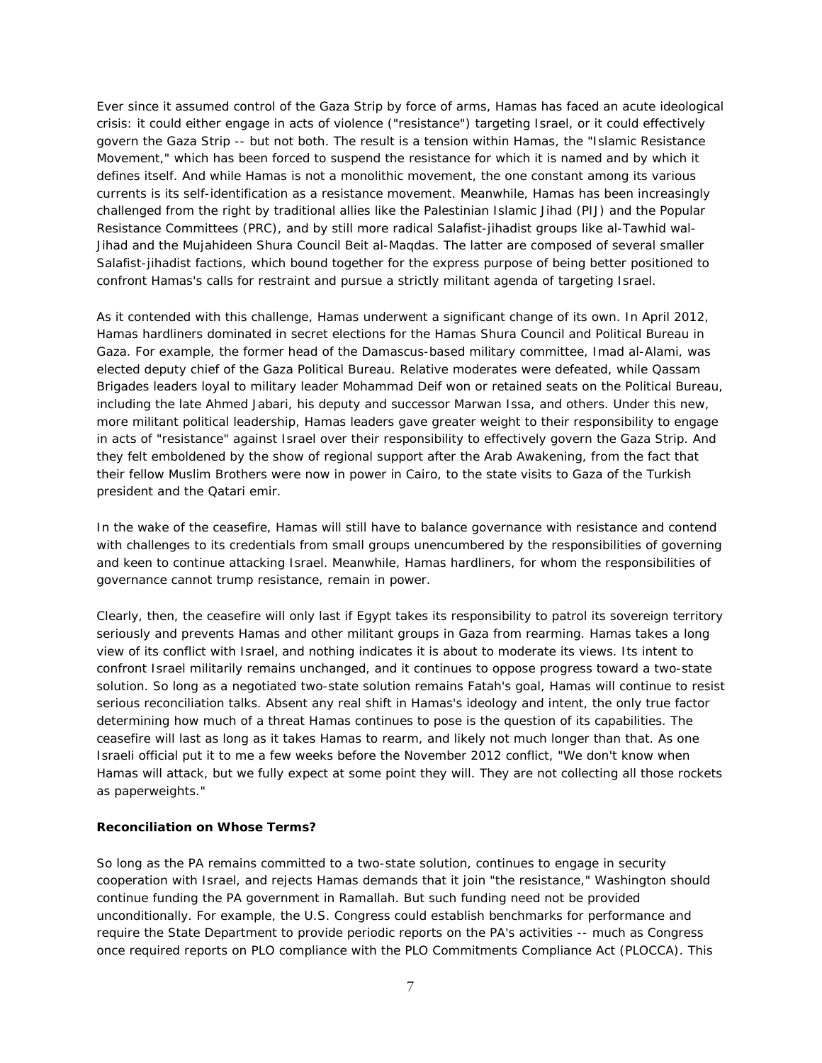Ever since it assumed control of the Gaza Strip by force of arms, Hamas has faced an acute ideological crisis: it could either engage in acts of violence ("resistance") targeting Israel, or it could effectively govern the Gaza Strip -- but not both. The result is a tension within Hamas, the "Islamic Resistance Movement," which has been forced to suspend the resistance for which it is named and by which it defines itself. And while Hamas is not a monolithic movement, the one constant among its various currents is its self-identification as a resistance movement. Meanwhile, Hamas has been increasingly challenged from the right by traditional allies like the Palestinian Islamic Jihad (PIJ) and the Popular Resistance Committees (PRC), and by still more radical Salafist-jihadist groups like al-Tawhid wal-Jihad and the Mujahideen Shura Council Beit al-Maqdas. The latter are composed of several smaller Salafist-jihadist factions, which bound together for the express purpose of being better positioned to confront Hamas's calls for restraint and pursue a strictly militant agenda of targeting Israel.

As it contended with this challenge, Hamas underwent a significant change of its own. In April 2012, Hamas hardliners dominated in secret elections for the Hamas Shura Council and Political Bureau in Gaza. For example, the former head of the Damascus-based military committee, Imad al-Alami, was elected deputy chief of the Gaza Political Bureau. Relative moderates were defeated, while Qassam Brigades leaders loyal to military leader Mohammad Deif won or retained seats on the Political Bureau, including the late Ahmed Jabari, his deputy and successor Marwan Issa, and others. Under this new, more militant political leadership, Hamas leaders gave greater weight to their responsibility to engage in acts of "resistance" against Israel over their responsibility to effectively govern the Gaza Strip. And they felt emboldened by the show of regional support after the Arab Awakening, from the fact that their fellow Muslim Brothers were now in power in Cairo, to the state visits to Gaza of the Turkish president and the Qatari emir.

In the wake of the ceasefire, Hamas will still have to balance governance with resistance and contend with challenges to its credentials from small groups unencumbered by the responsibilities of governing and keen to continue attacking Israel. Meanwhile, Hamas hardliners, for whom the responsibilities of governance cannot trump resistance, remain in power.

Clearly, then, the ceasefire will only last if Egypt takes its responsibility to patrol its sovereign territory seriously and prevents Hamas and other militant groups in Gaza from rearming. Hamas takes a long view of its conflict with Israel, and nothing indicates it is about to moderate its views. Its intent to confront Israel militarily remains unchanged, and it continues to oppose progress toward a two-state solution. So long as a negotiated two-state solution remains Fatah's goal, Hamas will continue to resist serious reconciliation talks. Absent any real shift in Hamas's ideology and intent, the only true factor determining how much of a threat Hamas continues to pose is the question of its capabilities. The ceasefire will last as long as it takes Hamas to rearm, and likely not much longer than that. As one Israeli official put it to me a few weeks before the November 2012 conflict, "We don't know when Hamas will attack, but we fully expect at some point they will. They are not collecting all those rockets as paperweights."

**Reconciliation on Whose Terms?**

So long as the PA remains committed to a two-state solution, continues to engage in security cooperation with Israel, and rejects Hamas demands that it join "the resistance," Washington should continue funding the PA government in Ramallah. But such funding need not be provided unconditionally. For example, the U.S. Congress could establish benchmarks for performance and require the State Department to provide periodic reports on the PA's activities -- much as Congress once required reports on PLO compliance with the PLO Commitments Compliance Act (PLOCCA). This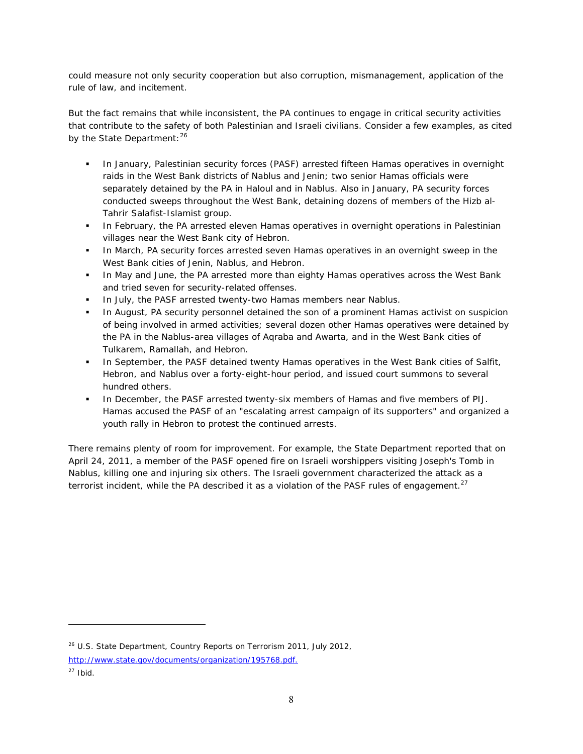could measure not only security cooperation but also corruption, mismanagement, application of the rule of law, and incitement.

But the fact remains that while inconsistent, the PA continues to engage in critical security activities that contribute to the safety of both Palestinian and Israeli civilians. Consider a few examples, as cited by the State Department:[26]

- In January, Palestinian security forces (PASF) arrested fifteen Hamas operatives in overnight raids in the West Bank districts of Nablus and Jenin; two senior Hamas officials were separately detained by the PA in Haloul and in Nablus. Also in January, PA security forces conducted sweeps throughout the West Bank, detaining dozens of members of the Hizb al-Tahrir Salafist-Islamist group.
- In February, the PA arrested eleven Hamas operatives in overnight operations in Palestinian villages near the West Bank city of Hebron.
- In March, PA security forces arrested seven Hamas operatives in an overnight sweep in the West Bank cities of Jenin, Nablus, and Hebron.
- In May and June, the PA arrested more than eighty Hamas operatives across the West Bank and tried seven for security-related offenses.
- In July, the PASF arrested twenty-two Hamas members near Nablus.
- In August, PA security personnel detained the son of a prominent Hamas activist on suspicion of being involved in armed activities; several dozen other Hamas operatives were detained by the PA in the Nablus-area villages of Aqraba and Awarta, and in the West Bank cities of Tulkarem, Ramallah, and Hebron.
- In September, the PASF detained twenty Hamas operatives in the West Bank cities of Salfit, Hebron, and Nablus over a forty-eight-hour period, and issued court summons to several hundred others.
- In December, the PASF arrested twenty-six members of Hamas and five members of PIJ. Hamas accused the PASF of an "escalating arrest campaign of its supporters" and organized a youth rally in Hebron to protest the continued arrests.

There remains plenty of room for improvement. For example, the State Department reported that on April 24, 2011, a member of the PASF opened fire on Israeli worshippers visiting Joseph's Tomb in Nablus, killing one and injuring six others. The Israeli government characterized the attack as a terrorist incident, while the PA described it as a violation of the PASF rules of engagement.[27]

---

[26] U.S. State Department, Country Reports on Terrorism 2011, July 2012, http://www.state.gov/documents/organization/195768.pdf.

[27] Ibid.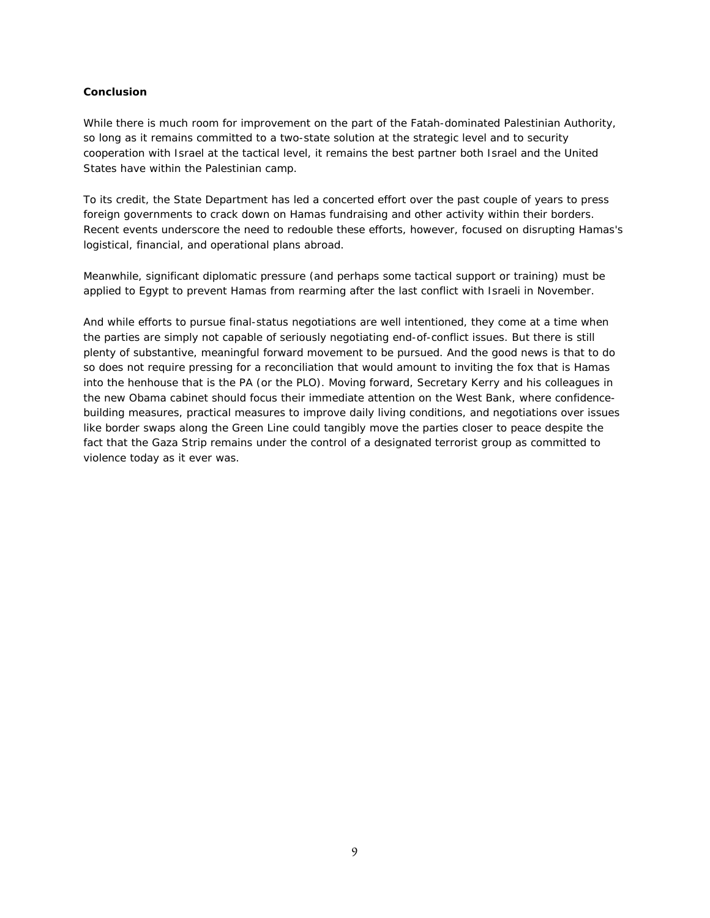**Conclusion**

While there is much room for improvement on the part of the Fatah-dominated Palestinian Authority, so long as it remains committed to a two-state solution at the strategic level and to security cooperation with Israel at the tactical level, it remains the best partner both Israel and the United States have within the Palestinian camp.

To its credit, the State Department has led a concerted effort over the past couple of years to press foreign governments to crack down on Hamas fundraising and other activity within their borders. Recent events underscore the need to redouble these efforts, however, focused on disrupting Hamas's logistical, financial, and operational plans abroad.

Meanwhile, significant diplomatic pressure (and perhaps some tactical support or training) must be applied to Egypt to prevent Hamas from rearming after the last conflict with Israeli in November.

And while efforts to pursue final-status negotiations are well intentioned, they come at a time when the parties are simply not capable of seriously negotiating end-of-conflict issues. But there is still plenty of substantive, meaningful forward movement to be pursued. And the good news is that to do so does not require pressing for a reconciliation that would amount to inviting the fox that is Hamas into the henhouse that is the PA (or the PLO). Moving forward, Secretary Kerry and his colleagues in the new Obama cabinet should focus their immediate attention on the West Bank, where confidence-building measures, practical measures to improve daily living conditions, and negotiations over issues like border swaps along the Green Line could tangibly move the parties closer to peace despite the fact that the Gaza Strip remains under the control of a designated terrorist group as committed to violence today as it ever was.